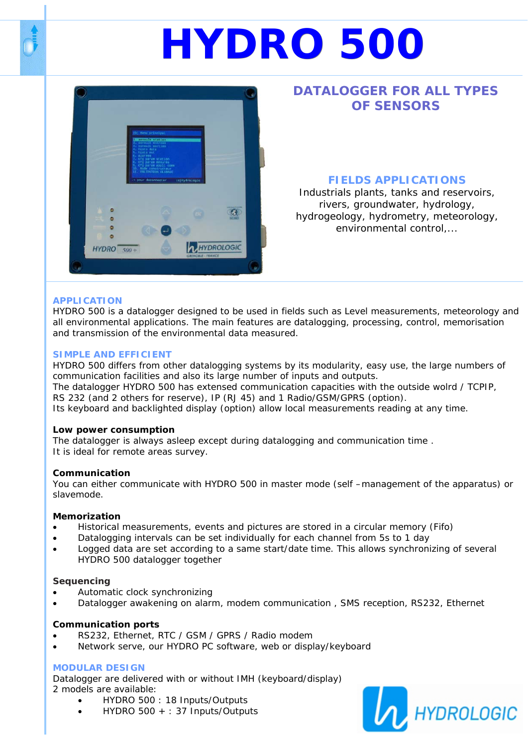# HYDRO 500

## DATALOGGER FOR ALL TYPES OF SENSORS

### FIELDS APPLICATIONS

Industrials plants, tanks and reservoirs, rivers, groundwater, hydrology, hydrogeology, hydrometry, meteorology, environmental control,...

### APPLICATION

HYDRO 500 is a datalogger designed to be used in fields such as Level measurements, meteorology and all environmental applications. The main features are datalogging, processing, control, memorisation and transmission of the environmental data measured.

### SIMPLE AND EFFICIENT

HYDRO 500 differs from other datalogging systems by its modularity, easy use, the large numbers of communication facilities and also its large number of inputs and outputs.
The datalogger HYDRO 500 has extensed communication capacities with the outside wolrd / TCPIP, RS 232 (and 2 others for reserve), IP (RJ 45) and 1 Radio/GSM/GPRS (option).
Its keyboard and backlighted display (option) allow local measurements reading at any time.

**Low power consumption**

The datalogger is always asleep except during datalogging and communication time .
It is ideal for remote areas survey.

**Communication**

You can either communicate with HYDRO 500 in master mode (self –management of the apparatus) or slavemode.

**Memorization**

- Historical measurements, events and pictures are stored in a circular memory (Fifo)
- Datalogging intervals can be set individually for each channel from 5s to 1 day
- Logged data are set according to a same start/date time. This allows synchronizing of several HYDRO 500 datalogger together

**Sequencing**

- Automatic clock synchronizing
- Datalogger awakening on alarm, modem communication , SMS reception, RS232, Ethernet

**Communication ports**

- RS232, Ethernet, RTC / GSM / GPRS / Radio modem
- Network serve, our HYDRO PC software, web or display/keyboard

### MODULAR DESIGN

Datalogger are delivered with or without IMH (keyboard/display)
2 models are available:

- HYDRO 500 : 18 Inputs/Outputs
- HYDRO 500 + : 37 Inputs/Outputs

HYDROLOGIC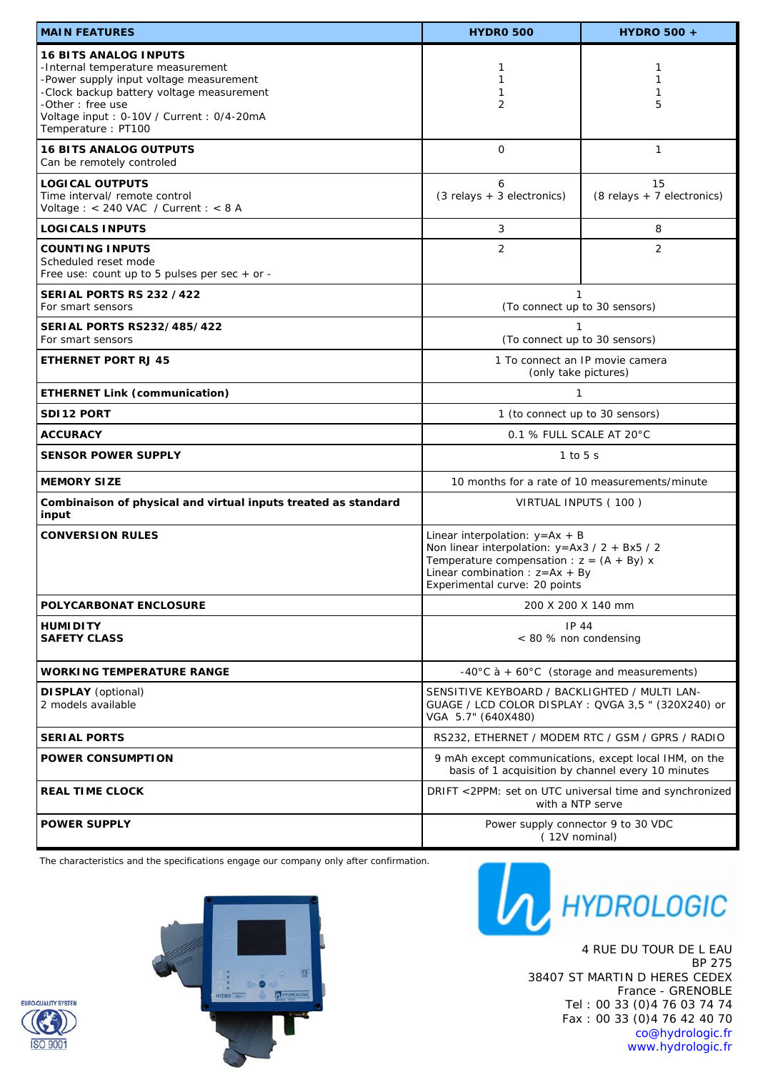| MAIN FEATURES | HYDRO 500 | HYDRO 500 + |
|---|---|---|
| **16 BITS ANALOG INPUTS**<br>-Internal temperature measurement<br>-Power supply input voltage measurement<br>-Clock backup battery voltage measurement<br>-Other : free use<br>Voltage input : 0-10V / Current : 0/4-20mA<br>Temperature : PT100 | 1<br>1<br>1<br>2 | 1<br>1<br>1<br>5 |
| **16 BITS ANALOG OUTPUTS**<br>Can be remotely controled | 0 | 1 |
| **LOGICAL OUTPUTS**<br>Time interval/ remote control<br>Voltage : < 240 VAC / Current : < 8 A | 6<br>(3 relays + 3 electronics) | 15<br>(8 relays + 7 electronics) |
| **LOGICALS INPUTS** | 3 | 8 |
| **COUNTING INPUTS**<br>Scheduled reset mode<br>Free use: count up to 5 pulses per sec + or - | 2 | 2 |
| **SERIAL PORTS RS 232 / 422**<br>For smart sensors | 1<br>(To connect up to 30 sensors) | |
| **SERIAL PORTS RS232/485/422**<br>For smart sensors | 1<br>(To connect up to 30 sensors) | |
| **ETHERNET PORT RJ 45** | 1 To connect an IP movie camera<br>(only take pictures) | |
| **ETHERNET Link (communication)** | 1 | |
| **SDI12 PORT** | 1 (to connect up to 30 sensors) | |
| **ACCURACY** | 0.1 % FULL SCALE AT 20°C | |
| **SENSOR POWER SUPPLY** | 1 to 5 s | |
| **MEMORY SIZE** | 10 months for a rate of 10 measurements/minute | |
| **Combinaison of physical and virtual inputs treated as standard input** | VIRTUAL INPUTS ( 100 ) | |
| **CONVERSION RULES** | Linear interpolation: y=Ax + B<br>Non linear interpolation: y=Ax3 / 2 + Bx5 / 2<br>Temperature compensation : z = (A + By) x<br>Linear combination : z=Ax + By<br>Experimental curve: 20 points | |
| **POLYCARBONAT ENCLOSURE** | 200 X 200 X 140 mm | |
| **HUMIDITY**<br>**SAFETY CLASS** | IP 44<br>< 80 % non condensing | |
| **WORKING TEMPERATURE RANGE** | -40°C à + 60°C (storage and measurements) | |
| **DISPLAY** (optional)<br>2 models available | SENSITIVE KEYBOARD / BACKLIGHTED / MULTI LANGUAGE / LCD COLOR DISPLAY : QVGA 3,5 " (320X240) or VGA 5.7" (640X480) | |
| **SERIAL PORTS** | RS232, ETHERNET / MODEM RTC / GSM / GPRS / RADIO | |
| **POWER CONSUMPTION** | 9 mAh except communications, except local IHM, on the basis of 1 acquisition by channel every 10 minutes | |
| **REAL TIME CLOCK** | DRIFT <2PPM: set on UTC universal time and synchronized with a NTP serve | |
| **POWER SUPPLY** | Power supply connector 9 to 30 VDC<br>( 12V nominal) | |

The characteristics and the specifications engage our company only after confirmation.

HYDROLOGIC

4 RUE DU TOUR DE L EAU
BP 275
38407 ST MARTIN D HERES CEDEX
France - GRENOBLE
Tel : 00 33 (0)4 76 03 74 74
Fax : 00 33 (0)4 76 42 40 70
co@hydrologic.fr
www.hydrologic.fr